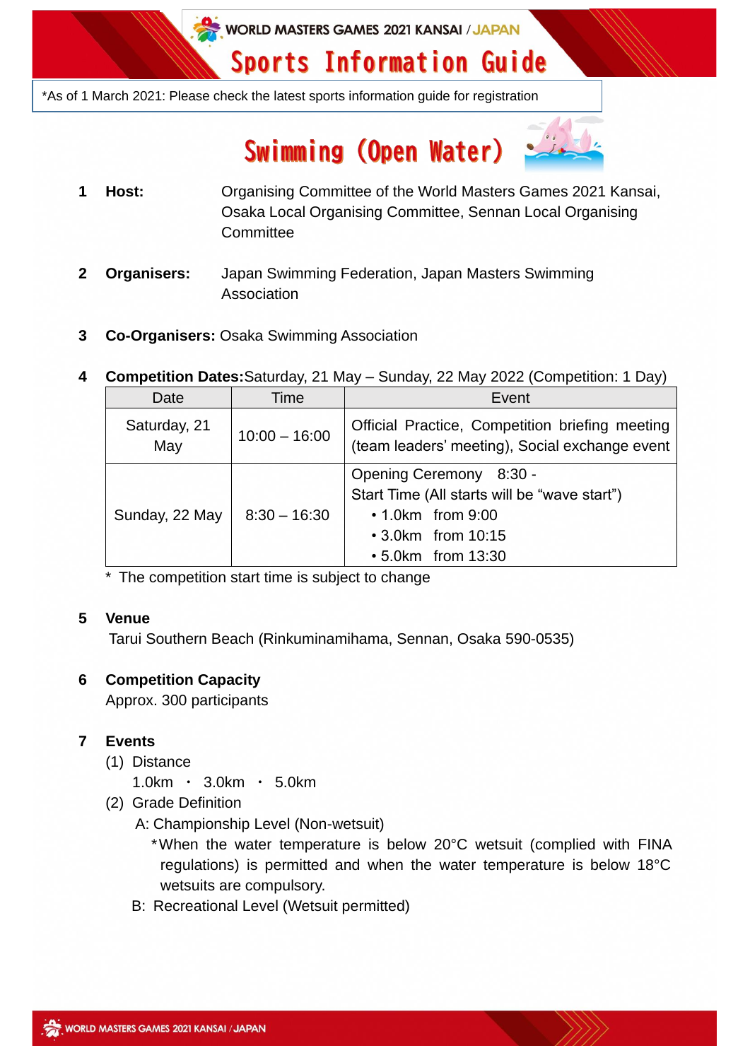WORLD MASTERS GAMES 2021 KANSAI / JAPAN

# Sports Information Guide

*As of 1 March 2021: Please check the latest sports information guide for registration

## Swimming (Open Water)

**1 Host:** Organising Committee of the World Masters Games 2021 Kansai, Osaka Local Organising Committee, Sennan Local Organising Committee

**2 Organisers:** Japan Swimming Federation, Japan Masters Swimming Association

**3 Co-Organisers:** Osaka Swimming Association

**4 Competition Dates:** Saturday, 21 May – Sunday, 22 May 2022 (Competition: 1 Day)

| Date | Time | Event |
|---|---|---|
| Saturday, 21 May | 10:00 – 16:00 | Official Practice, Competition briefing meeting (team leaders' meeting), Social exchange event |
| Sunday, 22 May | 8:30 – 16:30 | Opening Ceremony 8:30 -<br>Start Time (All starts will be "wave start")<br>• 1.0km from 9:00<br>• 3.0km from 10:15<br>• 5.0km from 13:30 |

* The competition start time is subject to change

**5 Venue**

Tarui Southern Beach (Rinkuminamihama, Sennan, Osaka 590-0535)

**6 Competition Capacity**

Approx. 300 participants

**7 Events**

(1) Distance

1.0km ・ 3.0km ・ 5.0km

(2) Grade Definition

A: Championship Level (Non-wetsuit)

*When the water temperature is below 20°C wetsuit (complied with FINA regulations) is permitted and when the water temperature is below 18°C wetsuits are compulsory.

B: Recreational Level (Wetsuit permitted)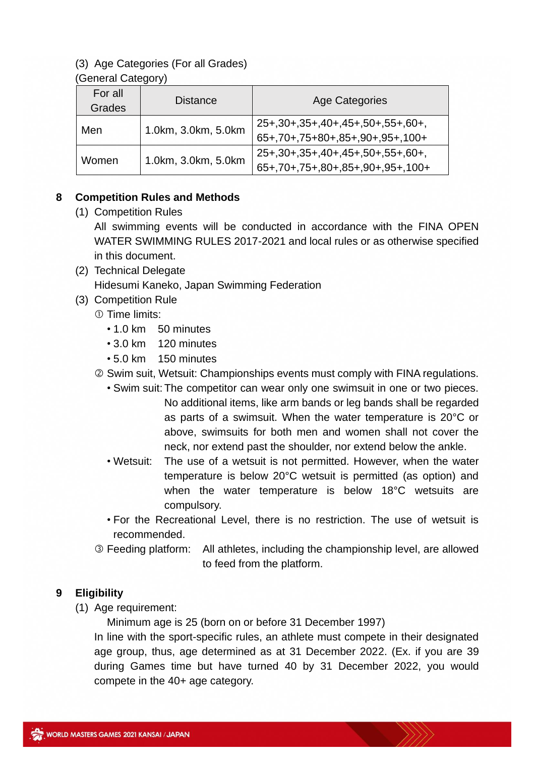(3) Age Categories (For all Grades)

(General Category)

| For all Grades | Distance | Age Categories |
|---|---|---|
| Men | 1.0km, 3.0km, 5.0km | 25+,30+,35+,40+,45+,50+,55+,60+, 65+,70+,75+80+,85+,90+,95+,100+ |
| Women | 1.0km, 3.0km, 5.0km | 25+,30+,35+,40+,45+,50+,55+,60+, 65+,70+,75+,80+,85+,90+,95+,100+ |

## 8 Competition Rules and Methods

(1) Competition Rules

All swimming events will be conducted in accordance with the FINA OPEN WATER SWIMMING RULES 2017-2021 and local rules or as otherwise specified in this document.

(2) Technical Delegate

Hidesumi Kaneko, Japan Swimming Federation

(3) Competition Rule

① Time limits:

- 1.0 km 50 minutes
- 3.0 km 120 minutes
- 5.0 km 150 minutes

② Swim suit, Wetsuit: Championships events must comply with FINA regulations.

- Swim suit: The competitor can wear only one swimsuit in one or two pieces. No additional items, like arm bands or leg bands shall be regarded as parts of a swimsuit. When the water temperature is 20°C or above, swimsuits for both men and women shall not cover the neck, nor extend past the shoulder, nor extend below the ankle.
- Wetsuit: The use of a wetsuit is not permitted. However, when the water temperature is below 20°C wetsuit is permitted (as option) and when the water temperature is below 18°C wetsuits are compulsory.
- For the Recreational Level, there is no restriction. The use of wetsuit is recommended.

③ Feeding platform: All athletes, including the championship level, are allowed to feed from the platform.

## 9 Eligibility

(1) Age requirement:

Minimum age is 25 (born on or before 31 December 1997)

In line with the sport-specific rules, an athlete must compete in their designated age group, thus, age determined as at 31 December 2022. (Ex. if you are 39 during Games time but have turned 40 by 31 December 2022, you would compete in the 40+ age category.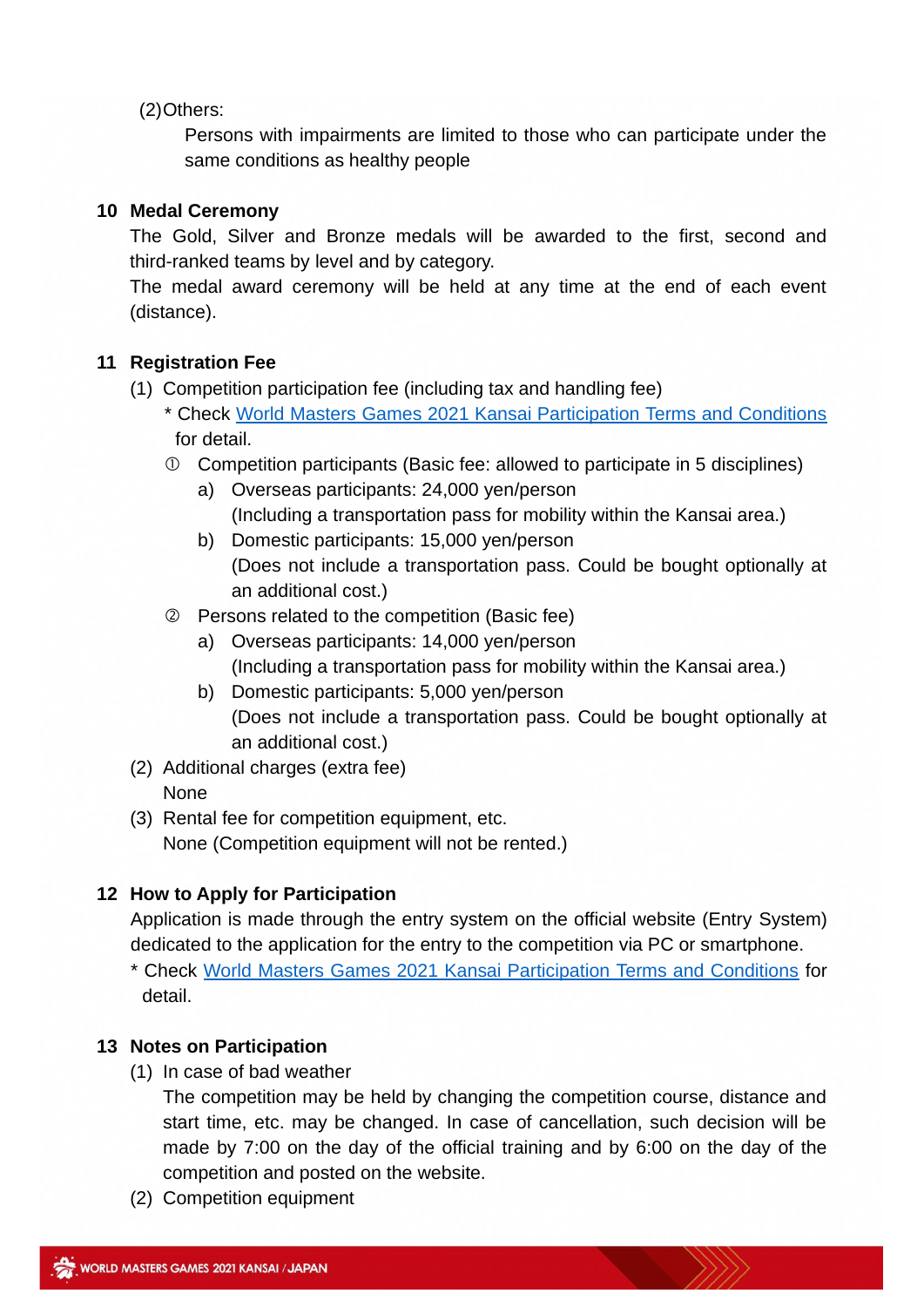(2) Others:

Persons with impairments are limited to those who can participate under the same conditions as healthy people

## 10 Medal Ceremony

The Gold, Silver and Bronze medals will be awarded to the first, second and third-ranked teams by level and by category.

The medal award ceremony will be held at any time at the end of each event (distance).

## 11 Registration Fee

(1) Competition participation fee (including tax and handling fee)

* Check World Masters Games 2021 Kansai Participation Terms and Conditions for detail.

① Competition participants (Basic fee: allowed to participate in 5 disciplines)

a) Overseas participants: 24,000 yen/person
(Including a transportation pass for mobility within the Kansai area.)

b) Domestic participants: 15,000 yen/person
(Does not include a transportation pass. Could be bought optionally at an additional cost.)

② Persons related to the competition (Basic fee)

a) Overseas participants: 14,000 yen/person
(Including a transportation pass for mobility within the Kansai area.)

b) Domestic participants: 5,000 yen/person
(Does not include a transportation pass. Could be bought optionally at an additional cost.)

(2) Additional charges (extra fee)

None

(3) Rental fee for competition equipment, etc.

None (Competition equipment will not be rented.)

## 12 How to Apply for Participation

Application is made through the entry system on the official website (Entry System) dedicated to the application for the entry to the competition via PC or smartphone.

* Check World Masters Games 2021 Kansai Participation Terms and Conditions for detail.

## 13 Notes on Participation

(1) In case of bad weather

The competition may be held by changing the competition course, distance and start time, etc. may be changed. In case of cancellation, such decision will be made by 7:00 on the day of the official training and by 6:00 on the day of the competition and posted on the website.

(2) Competition equipment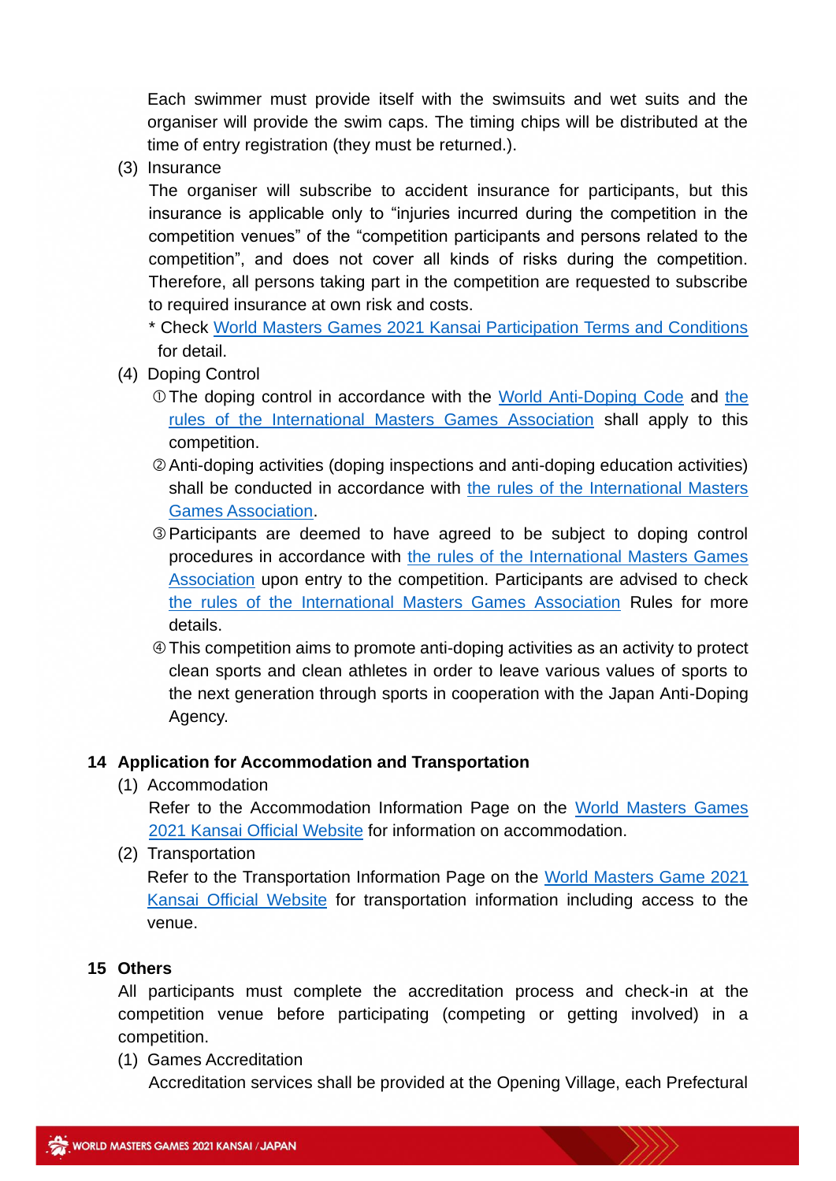Each swimmer must provide itself with the swimsuits and wet suits and the organiser will provide the swim caps. The timing chips will be distributed at the time of entry registration (they must be returned.).

(3) Insurance

The organiser will subscribe to accident insurance for participants, but this insurance is applicable only to “injuries incurred during the competition in the competition venues” of the “competition participants and persons related to the competition”, and does not cover all kinds of risks during the competition. Therefore, all persons taking part in the competition are requested to subscribe to required insurance at own risk and costs.

\* Check World Masters Games 2021 Kansai Participation Terms and Conditions for detail.

(4) Doping Control

① The doping control in accordance with the World Anti-Doping Code and the rules of the International Masters Games Association shall apply to this competition.

② Anti-doping activities (doping inspections and anti-doping education activities) shall be conducted in accordance with the rules of the International Masters Games Association.

③ Participants are deemed to have agreed to be subject to doping control procedures in accordance with the rules of the International Masters Games Association upon entry to the competition. Participants are advised to check the rules of the International Masters Games Association Rules for more details.

④ This competition aims to promote anti-doping activities as an activity to protect clean sports and clean athletes in order to leave various values of sports to the next generation through sports in cooperation with the Japan Anti-Doping Agency.

## 14 Application for Accommodation and Transportation

(1) Accommodation

Refer to the Accommodation Information Page on the World Masters Games 2021 Kansai Official Website for information on accommodation.

(2) Transportation

Refer to the Transportation Information Page on the World Masters Game 2021 Kansai Official Website for transportation information including access to the venue.

## 15 Others

All participants must complete the accreditation process and check-in at the competition venue before participating (competing or getting involved) in a competition.

(1) Games Accreditation

Accreditation services shall be provided at the Opening Village, each Prefectural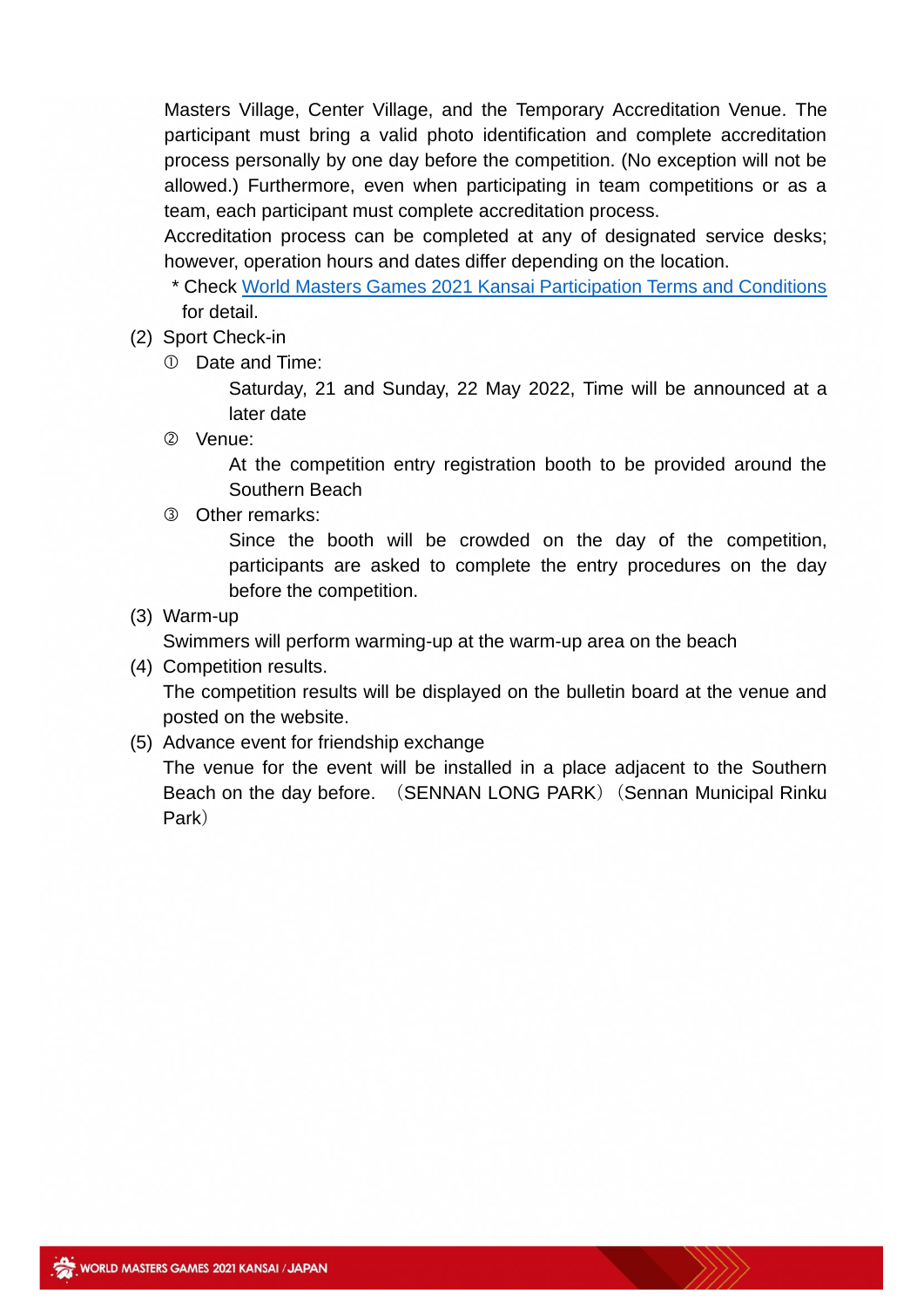Masters Village, Center Village, and the Temporary Accreditation Venue. The participant must bring a valid photo identification and complete accreditation process personally by one day before the competition. (No exception will not be allowed.) Furthermore, even when participating in team competitions or as a team, each participant must complete accreditation process.

Accreditation process can be completed at any of designated service desks; however, operation hours and dates differ depending on the location.

\* Check World Masters Games 2021 Kansai Participation Terms and Conditions for detail.

(2) Sport Check-in

① Date and Time:

Saturday, 21 and Sunday, 22 May 2022, Time will be announced at a later date

② Venue:

At the competition entry registration booth to be provided around the Southern Beach

③ Other remarks:

Since the booth will be crowded on the day of the competition, participants are asked to complete the entry procedures on the day before the competition.

(3) Warm-up

Swimmers will perform warming-up at the warm-up area on the beach

(4) Competition results.

The competition results will be displayed on the bulletin board at the venue and posted on the website.

(5) Advance event for friendship exchange

The venue for the event will be installed in a place adjacent to the Southern Beach on the day before. （SENNAN LONG PARK）（Sennan Municipal Rinku Park）